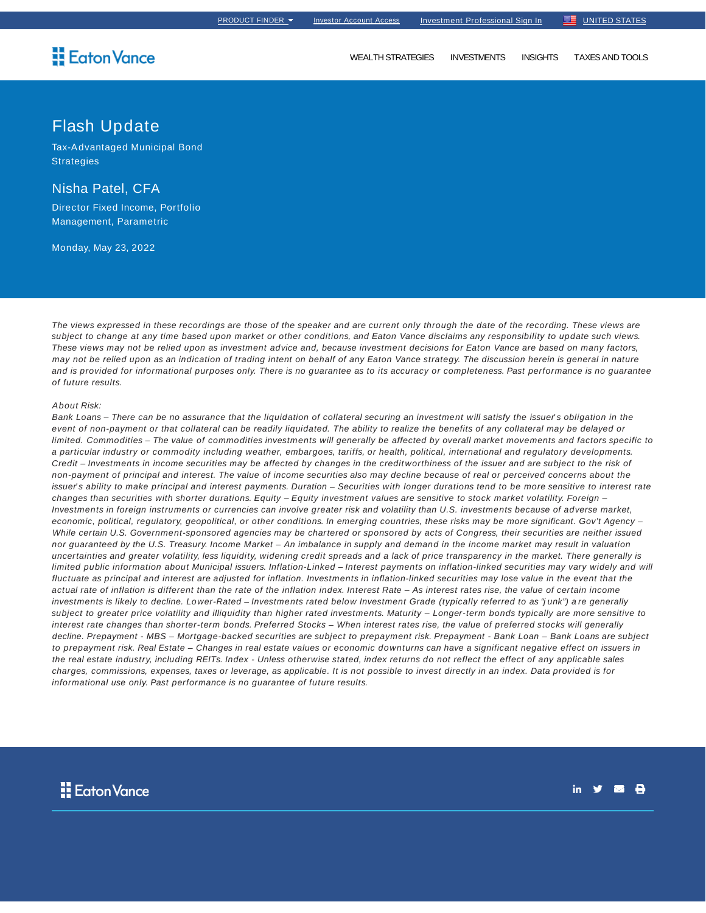# Flash Update

Tax-Advantaged Municipal Bond Strategies

## Nisha Patel, CFA

Director Fixed Income, Portfolio Management, Parametric

Monday, May 23, 2022

*The views expressed in these recordings are those of the speaker and are current only through the date of the recording. These views are subject to change at any time based upon market or other conditions, and Eaton Vance disclaims any responsibility to update such views. These views may not be relied upon as investment advice and, because investment decisions for Eaton Vance are based on many factors, may not be relied upon as an indication of trading intent on behalf of any Eaton Vance strategy. The discussion herein is general in nature and is provided for informational purposes only. There is no guarantee as to its accuracy or completeness. Past performance is no guarantee of future results.*

*About Risk:*
*Bank Loans – There can be no assurance that the liquidation of collateral securing an investment will satisfy the issuer's obligation in the event of non-payment or that collateral can be readily liquidated. The ability to realize the benefits of any collateral may be delayed or limited. Commodities – The value of commodities investments will generally be affected by overall market movements and factors specific to a particular industry or commodity including weather, embargoes, tariffs, or health, political, international and regulatory developments. Credit – Investments in income securities may be affected by changes in the creditworthiness of the issuer and are subject to the risk of non-payment of principal and interest. The value of income securities also may decline because of real or perceived concerns about the issuer's ability to make principal and interest payments. Duration – Securities with longer durations tend to be more sensitive to interest rate changes than securities with shorter durations. Equity – Equity investment values are sensitive to stock market volatility. Foreign – Investments in foreign instruments or currencies can involve greater risk and volatility than U.S. investments because of adverse market, economic, political, regulatory, geopolitical, or other conditions. In emerging countries, these risks may be more significant. Gov't Agency – While certain U.S. Government-sponsored agencies may be chartered or sponsored by acts of Congress, their securities are neither issued nor guaranteed by the U.S. Treasury. Income Market – An imbalance in supply and demand in the income market may result in valuation uncertainties and greater volatility, less liquidity, widening credit spreads and a lack of price transparency in the market. There generally is limited public information about Municipal issuers. Inflation-Linked – Interest payments on inflation-linked securities may vary widely and will fluctuate as principal and interest are adjusted for inflation. Investments in inflation-linked securities may lose value in the event that the actual rate of inflation is different than the rate of the inflation index. Interest Rate – As interest rates rise, the value of certain income investments is likely to decline. Lower-Rated – Investments rated below Investment Grade (typically referred to as "junk") are generally subject to greater price volatility and illiquidity than higher rated investments. Maturity – Longer-term bonds typically are more sensitive to interest rate changes than shorter-term bonds. Preferred Stocks – When interest rates rise, the value of preferred stocks will generally decline. Prepayment - MBS – Mortgage-backed securities are subject to prepayment risk. Prepayment - Bank Loan – Bank Loans are subject to prepayment risk. Real Estate – Changes in real estate values or economic downturns can have a significant negative effect on issuers in the real estate industry, including REITs. Index - Unless otherwise stated, index returns do not reflect the effect of any applicable sales charges, commissions, expenses, taxes or leverage, as applicable. It is not possible to invest directly in an index. Data provided is for informational use only. Past performance is no guarantee of future results.*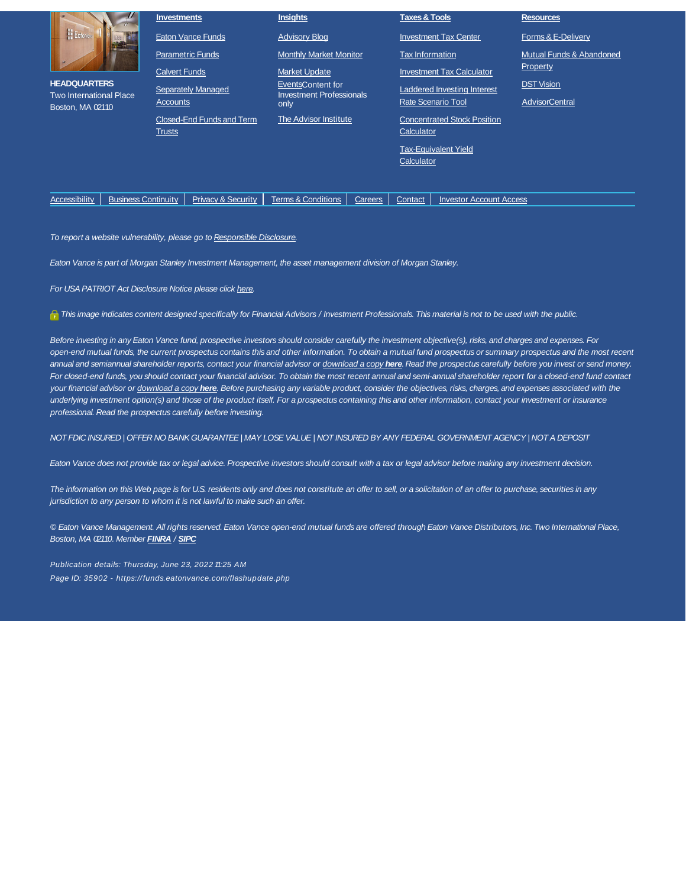**HEADQUARTERS**
Two International Place
Boston, MA 02110

**Investments**

- Eaton Vance Funds
- Parametric Funds
- Calvert Funds
- Separately Managed Accounts
- Closed-End Funds and Term Trusts

**Insights**

- Advisory Blog
- Monthly Market Monitor
- Market Update
- Events Content for Investment Professionals only
- The Advisor Institute

**Taxes & Tools**

- Investment Tax Center
- Tax Information
- Investment Tax Calculator
- Laddered Investing Interest Rate Scenario Tool
- Concentrated Stock Position Calculator
- Tax-Equivalent Yield Calculator

**Resources**

- Forms & E-Delivery
- Mutual Funds & Abandoned Property
- DST Vision
- AdvisorCentral

Accessibility | Business Continuity | Privacy & Security | Terms & Conditions | Careers | Contact | Investor Account Access

*To report a website vulnerability, please go to Responsible Disclosure.*

*Eaton Vance is part of Morgan Stanley Investment Management, the asset management division of Morgan Stanley.*

*For USA PATRIOT Act Disclosure Notice please click here.*

*This image indicates content designed specifically for Financial Advisors / Investment Professionals. This material is not to be used with the public.*

*Before investing in any Eaton Vance fund, prospective investors should consider carefully the investment objective(s), risks, and charges and expenses. For open-end mutual funds, the current prospectus contains this and other information. To obtain a mutual fund prospectus or summary prospectus and the most recent annual and semiannual shareholder reports, contact your financial advisor or download a copy **here**. Read the prospectus carefully before you invest or send money. For closed-end funds, you should contact your financial advisor. To obtain the most recent annual and semi-annual shareholder report for a closed-end fund contact your financial advisor or download a copy **here**. Before purchasing any variable product, consider the objectives, risks, charges, and expenses associated with the underlying investment option(s) and those of the product itself. For a prospectus containing this and other information, contact your investment or insurance professional. Read the prospectus carefully before investing.*

*NOT FDIC INSURED | OFFER NO BANK GUARANTEE | MAY LOSE VALUE | NOT INSURED BY ANY FEDERAL GOVERNMENT AGENCY | NOT A DEPOSIT*

*Eaton Vance does not provide tax or legal advice. Prospective investors should consult with a tax or legal advisor before making any investment decision.*

*The information on this Web page is for U.S. residents only and does not constitute an offer to sell, or a solicitation of an offer to purchase, securities in any jurisdiction to any person to whom it is not lawful to make such an offer.*

*© Eaton Vance Management. All rights reserved. Eaton Vance open-end mutual funds are offered through Eaton Vance Distributors, Inc. Two International Place, Boston, MA 02110. Member **FINRA** / **SIPC***

*Publication details: Thursday, June 23, 2022 11:25 AM*
*Page ID: 35902 - https://funds.eatonvance.com/flashupdate.php*